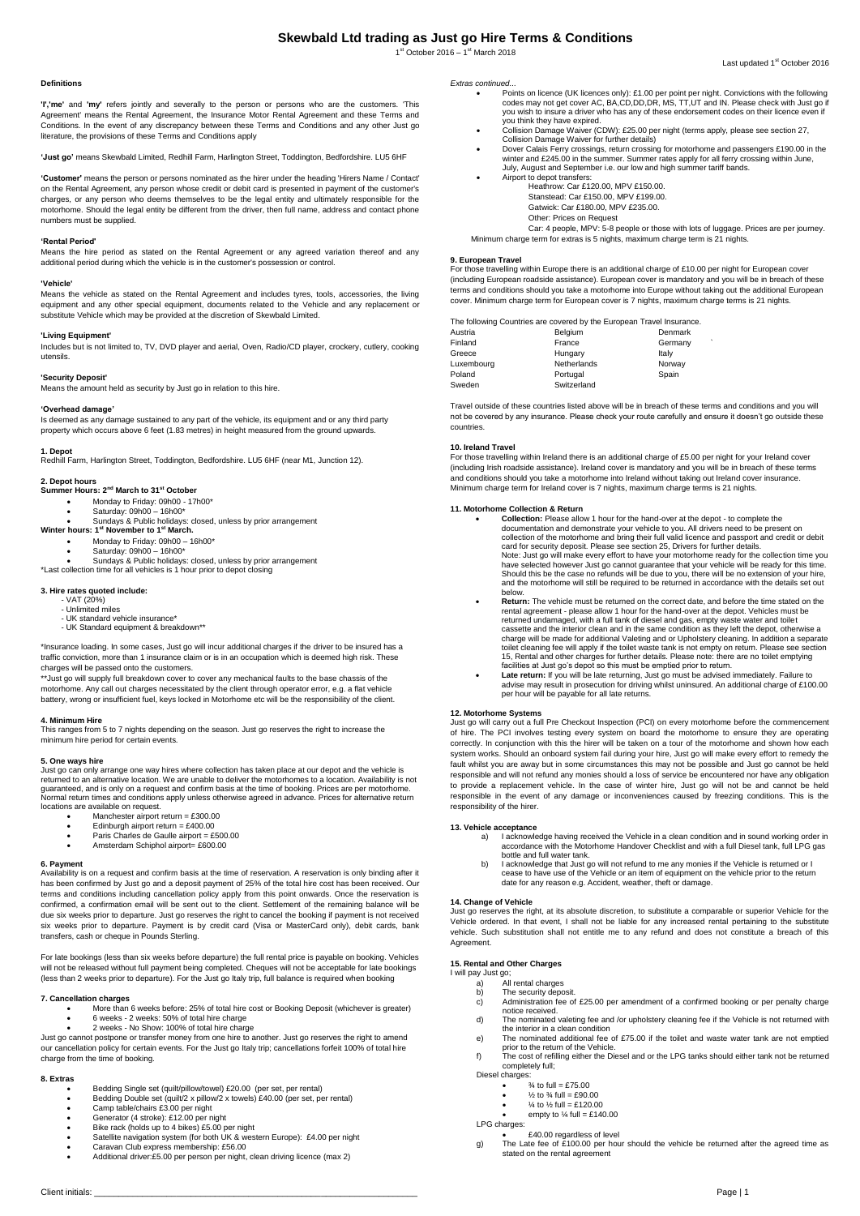# Skewbald Ltd trading as Just go Hire Terms & Conditions

1st October 2016 – 1st March 2018

Last updated 1st October 2016

### Definitions

**'I','me'** and **'my'** refers jointly and severally to the person or persons who are the customers. 'This Agreement' means the Rental Agreement, the Insurance Motor Rental Agreement and these Terms and Conditions. In the event of any discrepancy between these Terms and Conditions and any other Just go literature, the provisions of these Terms and Conditions apply

**'Just go'** means Skewbald Limited, Redhill Farm, Harlington Street, Toddington, Bedfordshire. LU5 6HF

**'Customer'** means the person or persons nominated as the hirer under the heading 'Hirers Name / Contact' on the Rental Agreement, any person whose credit or debit card is presented in payment of the customer's charges, or any person who deems themselves to be the legal entity and ultimately responsible for the motorhome. Should the legal entity be different from the driver, then full name, address and contact phone numbers must be supplied.

**'Rental Period'**
Means the hire period as stated on the Rental Agreement or any agreed variation thereof and any additional period during which the vehicle is in the customer's possession or control.

**'Vehicle'**
Means the vehicle as stated on the Rental Agreement and includes tyres, tools, accessories, the living equipment and any other special equipment, documents related to the Vehicle and any replacement or substitute Vehicle which may be provided at the discretion of Skewbald Limited.

**'Living Equipment'**
Includes but is not limited to, TV, DVD player and aerial, Oven, Radio/CD player, crockery, cutlery, cooking utensils.

**'Security Deposit'**
Means the amount held as security by Just go in relation to this hire.

**'Overhead damage'**
Is deemed as any damage sustained to any part of the vehicle, its equipment and or any third party property which occurs above 6 feet (1.83 metres) in height measured from the ground upwards.

### 1. Depot

Redhill Farm, Harlington Street, Toddington, Bedfordshire. LU5 6HF (near M1, Junction 12).

### 2. Depot hours

**Summer Hours: 2nd March to 31st October**

- Monday to Friday: 09h00 - 17h00*
- Saturday: 09h00 – 16h00*
- Sundays & Public holidays: closed, unless by prior arrangement

**Winter hours: 1st November to 1st March.**

- Monday to Friday: 09h00 – 16h00*
- Saturday: 09h00 – 16h00*
- Sundays & Public holidays: closed, unless by prior arrangement

*Last collection time for all vehicles is 1 hour prior to depot closing

### 3. Hire rates quoted include:

- VAT (20%)
- Unlimited miles
- UK standard vehicle insurance*
- UK Standard equipment & breakdown**

*Insurance loading. In some cases, Just go will incur additional charges if the driver to be insured has a traffic conviction, more than 1 insurance claim or is in an occupation which is deemed high risk. These charges will be passed onto the customers.

**Just go will supply full breakdown cover to cover any mechanical faults to the base chassis of the motorhome. Any call out charges necessitated by the client through operator error, e.g. a flat vehicle battery, wrong or insufficient fuel, keys locked in Motorhome etc will be the responsibility of the client.

### 4. Minimum Hire

This ranges from 5 to 7 nights depending on the season. Just go reserves the right to increase the minimum hire period for certain events.

### 5. One ways hire

Just go can only arrange one way hires where collection has taken place at our depot and the vehicle is returned to an alternative location. We are unable to deliver the motorhomes to a location. Availability is not guaranteed, and is only on a request and confirm basis at the time of booking. Prices are per motorhome. Normal return times and conditions apply unless otherwise agreed in advance. Prices for alternative return locations are available on request.

- Manchester airport return = £300.00
- Edinburgh airport return = £400.00
- Paris Charles de Gaulle airport = £500.00
- Amsterdam Schiphol airport= £600.00

### 6. Payment

Availability is on a request and confirm basis at the time of reservation. A reservation is only binding after it has been confirmed by Just go and a deposit payment of 25% of the total hire cost has been received. Our terms and conditions including cancellation policy apply from this point onwards. Once the reservation is confirmed, a confirmation email will be sent out to the client. Settlement of the remaining balance will be due six weeks prior to departure. Just go reserves the right to cancel the booking if payment is not received six weeks prior to departure. Payment is by credit card (Visa or MasterCard only), debit cards, bank transfers, cash or cheque in Pounds Sterling.

For late bookings (less than six weeks before departure) the full rental price is payable on booking. Vehicles will not be released without full payment being completed. Cheques will not be acceptable for late bookings (less than 2 weeks prior to departure). For the Just go Italy trip, full balance is required when booking

### 7. Cancellation charges

- More than 6 weeks before: 25% of total hire cost or Booking Deposit (whichever is greater)
- 6 weeks - 2 weeks: 50% of total hire charge
- 2 weeks - No Show: 100% of total hire charge

Just go cannot postpone or transfer money from one hire to another. Just go reserves the right to amend our cancellation policy for certain events. For the Just go Italy trip; cancellations forfeit 100% of total hire charge from the time of booking.

### 8. Extras

- Bedding Single set (quilt/pillow/towel) £20.00 (per set, per rental)
- Bedding Double set (quilt/2 x pillow/2 x towels) £40.00 (per set, per rental)
- Camp table/chairs £3.00 per night
- Generator (4 stroke): £12.00 per night
- Bike rack (holds up to 4 bikes) £5.00 per night
- Satellite navigation system (for both UK & western Europe): £4.00 per night
- Caravan Club express membership: £56.00
- Additional driver:£5.00 per person per night, clean driving licence (max 2)

*Extras continued...*

- Points on licence (UK licences only): £1.00 per point per night. Convictions with the following codes may not get cover AC, BA,CD,DD,DR, MS, TT,UT and IN. Please check with Just go if you wish to insure a driver who has any of these endorsement codes on their licence even if you think they have expired.
- Collision Damage Waiver (CDW): £25.00 per night (terms apply, please see section 27, Collision Damage Waiver for further details)
- Dover Calais Ferry crossings, return crossing for motorhome and passengers £190.00 in the winter and £245.00 in the summer. Summer rates apply for all ferry crossing within June, July, August and September i.e. our low and high summer tariff bands.
- Airport to depot transfers:
  - Heathrow: Car £120.00, MPV £150.00.
  - Stanstead: Car £150.00, MPV £199.00.
  - Gatwick: Car £180.00, MPV £235.00.
  - Other: Prices on Request
  - Car: 4 people, MPV: 5-8 people or those with lots of luggage. Prices are per journey.

Minimum charge term for extras is 5 nights, maximum charge term is 21 nights.

### 9. European Travel

For those travelling within Europe there is an additional charge of £10.00 per night for European cover (including European roadside assistance). European cover is mandatory and you will be in breach of these terms and conditions should you take a motorhome into Europe without taking out the additional European cover. Minimum charge term for European cover is 7 nights, maximum charge terms is 21 nights.

The following Countries are covered by the European Travel Insurance.

| | | |
|---|---|---|
| Austria | Belgium | Denmark |
| Finland | France | Germany |
| Greece | Hungary | Italy |
| Luxembourg | Netherlands | Norway |
| Poland | Portugal | Spain |
| Sweden | Switzerland | |

Travel outside of these countries listed above will be in breach of these terms and conditions and you will not be covered by any insurance. Please check your route carefully and ensure it doesn't go outside these countries.

### 10. Ireland Travel

For those travelling within Ireland there is an additional charge of £5.00 per night for your Ireland cover (including Irish roadside assistance). Ireland cover is mandatory and you will be in breach of these terms and conditions should you take a motorhome into Ireland without taking out Ireland cover insurance. Minimum charge term for Ireland cover is 7 nights, maximum charge terms is 21 nights.

### 11. Motorhome Collection & Return

- **Collection:** Please allow 1 hour for the hand-over at the depot - to complete the documentation and demonstrate your vehicle to you. All drivers need to be present on collection of the motorhome and bring their full valid licence and passport and credit or debit card for security deposit. Please see section 25, Drivers for further details.
  Note: Just go will make every effort to have your motorhome ready for the collection time you have selected however Just go cannot guarantee that your vehicle will be ready for this time. Should this be the case no refunds will be due to you, there will be no extension of your hire, and the motorhome will still be required to be returned in accordance with the details set out below.
- **Return:** The vehicle must be returned on the correct date, and before the time stated on the rental agreement - please allow 1 hour for the hand-over at the depot. Vehicles must be returned undamaged, with a full tank of diesel and gas, empty waste water and toilet cassette and the interior clean and in the same condition as they left the depot, otherwise a charge will be made for additional Valeting and or Upholstery cleaning. In addition a separate toilet cleaning fee will apply if the toilet waste tank is not empty on return. Please see section 15, Rental and other charges for further details. Please note: there are no toilet emptying facilities at Just go's depot so this must be emptied prior to return.
- **Late return:** If you will be late returning, Just go must be advised immediately. Failure to advise may result in prosecution for driving whilst uninsured. An additional charge of £100.00 per hour will be payable for all late returns.

### 12. Motorhome Systems

Just go will carry out a full Pre Checkout Inspection (PCI) on every motorhome before the commencement of hire. The PCI involves testing every system on board the motorhome to ensure they are operating correctly. In conjunction with this the hirer will be taken on a tour of the motorhome and shown how each system works. Should an onboard system fail during your hire, Just go will make every effort to remedy the fault whilst you are away but in some circumstances this may not be possible and Just go cannot be held responsible and will not refund any monies should a loss of service be encountered nor have any obligation to provide a replacement vehicle. In the case of winter hire, Just go will not be and cannot be held responsible in the event of any damage or inconveniences caused by freezing conditions. This is the responsibility of the hirer.

### 13. Vehicle acceptance

a) I acknowledge having received the Vehicle in a clean condition and in sound working order in accordance with the Motorhome Handover Checklist and with a full Diesel tank, full LPG gas bottle and full water tank.

b) I acknowledge that Just go will not refund to me any monies if the Vehicle is returned or I cease to have use of the Vehicle or an item of equipment on the vehicle prior to the return date for any reason e.g. Accident, weather, theft or damage.

### 14. Change of Vehicle

Just go reserves the right, at its absolute discretion, to substitute a comparable or superior Vehicle for the Vehicle ordered. In that event, I shall not be liable for any increased rental pertaining to the substitute vehicle. Such substitution shall not entitle me to any refund and does not constitute a breach of this Agreement.

### 15. Rental and Other Charges

I will pay Just go;

a) All rental charges

b) The security deposit.

c) Administration fee of £25.00 per amendment of a confirmed booking or per penalty charge notice received.

d) The nominated valeting fee and /or upholstery cleaning fee if the Vehicle is not returned with the interior in a clean condition

e) The nominated additional fee of £75.00 if the toilet and waste water tank are not emptied prior to the return of the Vehicle.

f) The cost of refilling either the Diesel and or the LPG tanks should either tank not be returned completely full;

Diesel charges:

- ¾ to full = £75.00
- ½ to ¾ full = £90.00
- ¼ to ½ full = £120.00
- empty to ¼ full = £140.00

LPG charges:

- £40.00 regardless of level

g) The Late fee of £100.00 per hour should the vehicle be returned after the agreed time as stated on the rental agreement

Client initials: ___________________________________________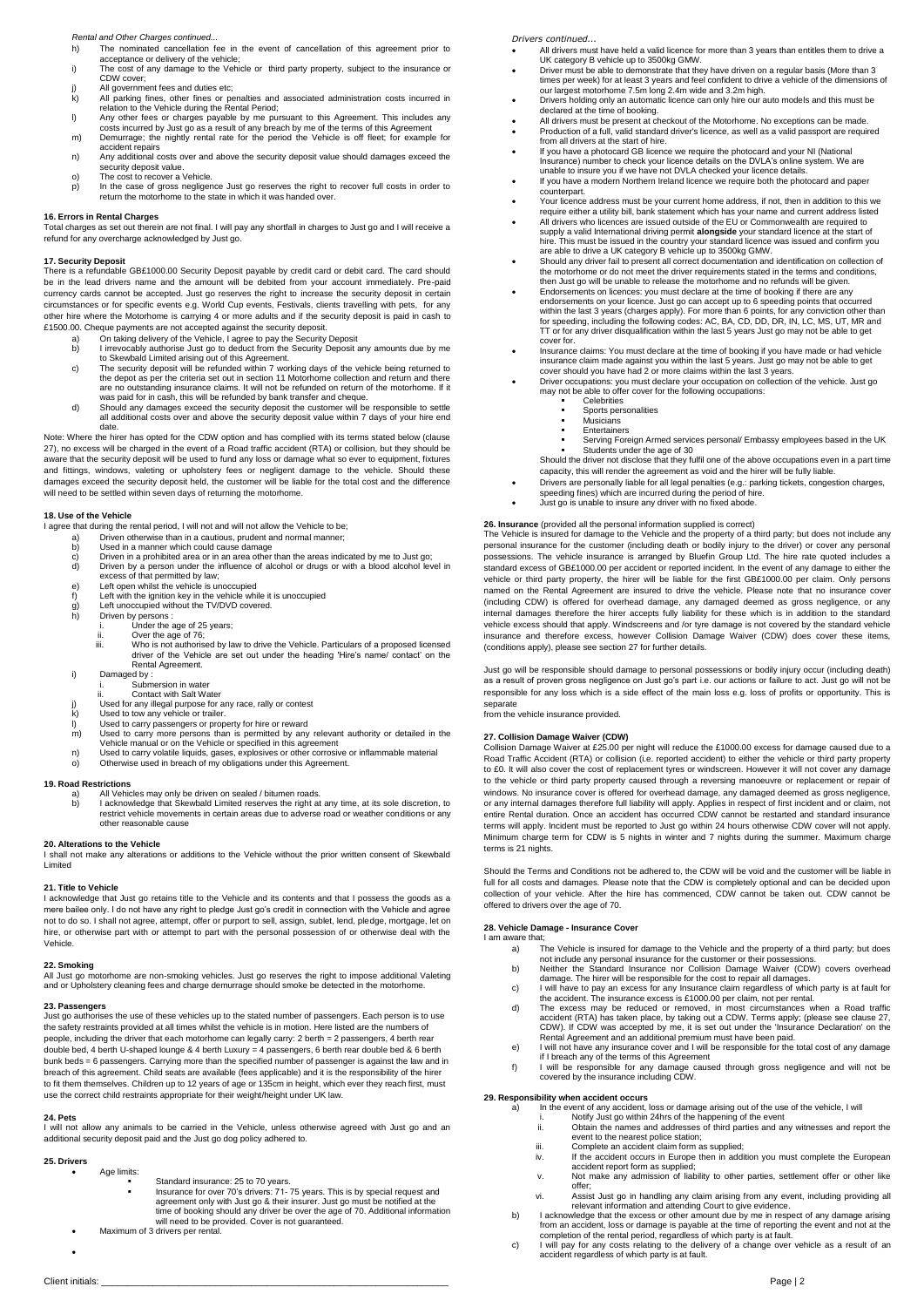*Rental and Other Charges continued...*

h) The nominated cancellation fee in the event of cancellation of this agreement prior to acceptance or delivery of the vehicle;
i) The cost of any damage to the Vehicle or third party property, subject to the insurance or CDW cover;
j) All government fees and duties etc;
k) All parking fines, other fines or penalties and associated administration costs incurred in relation to the Vehicle during the Rental Period;
l) Any other fees or charges payable by me pursuant to this Agreement. This includes any costs incurred by Just go as a result of any breach by me of the terms of this Agreement
m) Demurrage; the nightly rental rate for the period the Vehicle is off fleet; for example for accident repairs
n) Any additional costs over and above the security deposit value should damages exceed the security deposit value.
o) The cost to recover a Vehicle.
p) In the case of gross negligence Just go reserves the right to recover full costs in order to return the motorhome to the state in which it was handed over.

## 16. Errors in Rental Charges

Total charges as set out therein are not final. I will pay any shortfall in charges to Just go and I will receive a refund for any overcharge acknowledged by Just go.

## 17. Security Deposit

There is a refundable GB£1000.00 Security Deposit payable by credit card or debit card. The card should be in the lead drivers name and the amount will be debited from your account immediately. Pre-paid currency cards cannot be accepted. Just go reserves the right to increase the security deposit in certain circumstances or for specific events e.g. World Cup events, Festivals, clients travelling with pets, for any other hire where the Motorhome is carrying 4 or more adults and if the security deposit is paid in cash to £1500.00. Cheque payments are not accepted against the security deposit.

a) On taking delivery of the Vehicle, I agree to pay the Security Deposit
b) I irrevocably authorise Just go to deduct from the Security Deposit any amounts due by me to Skewbald Limited arising out of this Agreement.
c) The security deposit will be refunded within 7 working days of the vehicle being returned to the depot as per the criteria set out in section 11 Motorhome collection and return and there are no outstanding insurance claims. It will not be refunded on return of the motorhome. If it was paid for in cash, this will be refunded by bank transfer and cheque.
d) Should any damages exceed the security deposit the customer will be responsible to settle all additional costs over and above the security deposit value within 7 days of your hire end date.

Note: Where the hirer has opted for the CDW option and has complied with its terms stated below (clause 27), no excess will be charged in the event of a Road traffic accident (RTA) or collision, but they should be aware that the security deposit will be used to fund any loss or damage what so ever to equipment, fixtures and fittings, windows, valeting or upholstery fees or negligent damage to the vehicle. Should these damages exceed the security deposit held, the customer will be liable for the total cost and the difference will need to be settled within seven days of returning the motorhome.

## 18. Use of the Vehicle

I agree that during the rental period, I will not and will not allow the Vehicle to be;

a) Driven otherwise than in a cautious, prudent and normal manner;
b) Used in a manner which could cause damage
c) Driven in a prohibited area or in an area other than the areas indicated by me to Just go;
d) Driven by a person under the influence of alcohol or drugs or with a blood alcohol level in excess of that permitted by law;
e) Left open whilst the vehicle is unoccupied
f) Left with the ignition key in the vehicle while it is unoccupied
g) Left unoccupied without the TV/DVD covered.
h) Driven by persons :
   i. Under the age of 25 years;
   ii. Over the age of 76;
   iii. Who is not authorised by law to drive the Vehicle. Particulars of a proposed licensed driver of the Vehicle are set out under the heading 'Hire's name/ contact' on the Rental Agreement.
i) Damaged by :
   i. Submersion in water
   ii. Contact with Salt Water
j) Used for any illegal purpose for any race, rally or contest
k) Used to tow any vehicle or trailer.
l) Used to carry passengers or property for hire or reward
m) Used to carry more persons than is permitted by any relevant authority or detailed in the Vehicle manual or on the Vehicle or specified in this agreement
n) Used to carry volatile liquids, gases, explosives or other corrosive or inflammable material
o) Otherwise used in breach of my obligations under this Agreement.

## 19. Road Restrictions

a) All Vehicles may only be driven on sealed / bitumen roads.
b) I acknowledge that Skewbald Limited reserves the right at any time, at its sole discretion, to restrict vehicle movements in certain areas due to adverse road or weather conditions or any other reasonable cause

## 20. Alterations to the Vehicle

I shall not make any alterations or additions to the Vehicle without the prior written consent of Skewbald Limited

## 21. Title to Vehicle

I acknowledge that Just go retains title to the Vehicle and its contents and that I possess the goods as a mere bailee only. I do not have any right to pledge Just go's credit in connection with the Vehicle and agree not to do so. I shall not agree, attempt, offer or purport to sell, assign, sublet, lend, pledge, mortgage, let on hire, or otherwise part with or attempt to part with the personal possession of or otherwise deal with the Vehicle.

## 22. Smoking

All Just go motorhome are non-smoking vehicles. Just go reserves the right to impose additional Valeting and or Upholstery cleaning fees and charge demurrage should smoke be detected in the motorhome.

## 23. Passengers

Just go authorises the use of these vehicles up to the stated number of passengers. Each person is to use the safety restraints provided at all times whilst the vehicle is in motion. Here listed are the numbers of people, including the driver that each motorhome can legally carry: 2 berth = 2 passengers, 4 berth rear double bed, 4 berth U-shaped lounge & 4 berth Luxury = 4 passengers, 6 berth rear double bed & 6 berth bunk beds = 6 passengers. Carrying more than the specified number of passenger is against the law and in breach of this agreement. Child seats are available (fees applicable) and it is the responsibility of the hirer to fit them themselves. Children up to 12 years of age or 135cm in height, which ever they reach first, must use the correct child restraints appropriate for their weight/height under UK law.

## 24. Pets

I will not allow any animals to be carried in the Vehicle, unless otherwise agreed with Just go and an additional security deposit paid and the Just go dog policy adhered to.

## 25. Drivers

- Age limits:
  - Standard insurance: 25 to 70 years.
  - Insurance for over 70's drivers: 71- 75 years. This is by special request and agreement only with Just go & their insurer. Just go must be notified at the time of booking should any driver be over the age of 70. Additional information will need to be provided. Cover is not guaranteed.
- Maximum of 3 drivers per rental.

*Drivers continued...*

- All drivers must have held a valid licence for more than 3 years than entitles them to drive a UK category B vehicle up to 3500kg GMW.
- Driver must be able to demonstrate that they have driven on a regular basis (More than 3 times per week) for at least 3 years and feel confident to drive a vehicle of the dimensions of our largest motorhome 7.5m long 2.4m wide and 3.2m high.
- Drivers holding only an automatic licence can only hire our auto models and this must be declared at the time of booking.
- All drivers must be present at checkout of the Motorhome. No exceptions can be made.
- Production of a full, valid standard driver's licence, as well as a valid passport are required from all drivers at the start of hire.
- If you have a photocard GB licence we require the photocard and your NI (National Insurance) number to check your licence details on the DVLA's online system. We are unable to insure you if we have not DVLA checked your licence details.
- If you have a modern Northern Ireland licence we require both the photocard and paper counterpart.
- Your licence address must be your current home address, if not, then in addition to this we require either a utility bill, bank statement which has your name and current address listed
- All drivers who licences are issued outside of the EU or Commonwealth are required to supply a valid International driving permit **alongside** your standard licence at the start of hire. This must be issued in the country your standard licence was issued and confirm you are able to drive a UK category B vehicle up to 3500kg GMW.
- Should any driver fail to present all correct documentation and identification on collection of the motorhome or do not meet the driver requirements stated in the terms and conditions, then Just go will be unable to release the motorhome and no refunds will be given.
- Endorsements on licences: you must declare at the time of booking if there are any endorsements on your licence. Just go can accept up to 6 speeding points that occurred within the last 3 years (charges apply). For more than 6 points, for any conviction other than for speeding, including the following codes: AC, BA, CD, DD, DR, IN, LC, MS, UT, MR and TT or for any driver disqualification within the last 5 years Just go may not be able to get cover for.
- Insurance claims: You must declare at the time of booking if you have made or had vehicle insurance claim made against you within the last 5 years. Just go may not be able to get cover should you have had 2 or more claims within the last 3 years.
- Driver occupations: you must declare your occupation on collection of the vehicle. Just go may not be able to offer cover for the following occupations:
  - Celebrities
  - Sports personalities
  - Musicians
  - Entertainers
  - Serving Foreign Armed services personal/ Embassy employees based in the UK
  - Students under the age of 30

  Should the driver not disclose that they fulfil one of the above occupations even in a part time capacity, this will render the agreement as void and the hirer will be fully liable.
- Drivers are personally liable for all legal penalties (e.g.: parking tickets, congestion charges, speeding fines) which are incurred during the period of hire.
- Just go is unable to insure any driver with no fixed abode.

## 26. Insurance (provided all the personal information supplied is correct)

The Vehicle is insured for damage to the Vehicle and the property of a third party; but does not include any personal insurance for the customer (including death or bodily injury to the driver) or cover any personal possessions. The vehicle insurance is arranged by Bluefin Group Ltd. The hire rate quoted includes a standard excess of GB£1000.00 per accident or reported incident. In the event of any damage to either the vehicle or third party property, the hirer will be liable for the first GB£1000.00 per claim. Only persons named on the Rental Agreement are insured to drive the vehicle. Please note that no insurance cover (including CDW) is offered for overhead damage, any damaged deemed as gross negligence, or any internal damages therefore the hirer accepts fully liability for these which is in addition to the standard vehicle excess should that apply. Windscreens and /or tyre damage is not covered by the standard vehicle insurance and therefore excess, however Collision Damage Waiver (CDW) does cover these items, (conditions apply), please see section 27 for further details.

Just go will be responsible should damage to personal possessions or bodily injury occur (including death) as a result of proven gross negligence on Just go's part i.e. our actions or failure to act. Just go will not be responsible for any loss which is a side effect of the main loss e.g. loss of profits or opportunity. This is separate from the vehicle insurance provided.

## 27. Collision Damage Waiver (CDW)

Collision Damage Waiver at £25.00 per night will reduce the £1000.00 excess for damage caused due to a Road Traffic Accident (RTA) or collision (i.e. reported accident) to either the vehicle or third party property to £0. It will also cover the cost of replacement tyres or windscreen. However it will not cover any damage to the vehicle or third party property caused through a reversing manoeuvre or replacement or repair of windows. No insurance cover is offered for overhead damage, any damaged deemed as gross negligence, or any internal damages therefore full liability will apply. Applies in respect of first incident and or claim, not entire Rental duration. Once an accident has occurred CDW cannot be restarted and standard insurance terms will apply. Incident must be reported to Just go within 24 hours otherwise CDW cover will not apply. Minimum charge term for CDW is 5 nights in winter and 7 nights during the summer. Maximum charge terms is 21 nights.

Should the Terms and Conditions not be adhered to, the CDW will be void and the customer will be liable in full for all costs and damages. Please note that the CDW is completely optional and can be decided upon collection of your vehicle. After the hire has commenced, CDW cannot be taken out. CDW cannot be offered to drivers over the age of 70.

## 28. Vehicle Damage - Insurance Cover

I am aware that;

a) The Vehicle is insured for damage to the Vehicle and the property of a third party; but does not include any personal insurance for the customer or their possessions.
b) Neither the Standard Insurance nor Collision Damage Waiver (CDW) covers overhead damage. The hirer will be responsible for the cost to repair all damages.
c) I will have to pay an excess for any Insurance claim regardless of which party is at fault for the accident. The insurance excess is £1000.00 per claim, not per rental.
d) The excess may be reduced or removed, in most circumstances when a Road traffic accident (RTA) has taken place, by taking out a CDW. Terms apply; (please see clause 27, CDW). If CDW was accepted by me, it is set out under the 'Insurance Declaration' on the Rental Agreement and an additional premium must have been paid.
e) I will not have any insurance cover and I will be responsible for the total cost of any damage if I breach any of the terms of this Agreement
f) I will be responsible for any damage caused through gross negligence and will not be covered by the insurance including CDW.

## 29. Responsibility when accident occurs

a) In the event of any accident, loss or damage arising out of the use of the vehicle, I will
   i. Notify Just go within 24hrs of the happening of the event
   ii. Obtain the names and addresses of third parties and any witnesses and report the event to the nearest police station;
   iii. Complete an accident claim form as supplied;
   iv. If the accident occurs in Europe then in addition you must complete the European accident report form as supplied;
   v. Not make any admission of liability to other parties, settlement offer or other like offer;
   vi. Assist Just go in handling any claim arising from any event, including providing all relevant information and attending Court to give evidence.
b) I acknowledge that the excess or other amount due by me in respect of any damage arising from an accident, loss or damage is payable at the time of reporting the event and not at the completion of the rental period, regardless of which party is at fault.
c) I will pay for any costs relating to the delivery of a change over vehicle as a result of an accident regardless of which party is at fault.

Client initials: ___________________________________________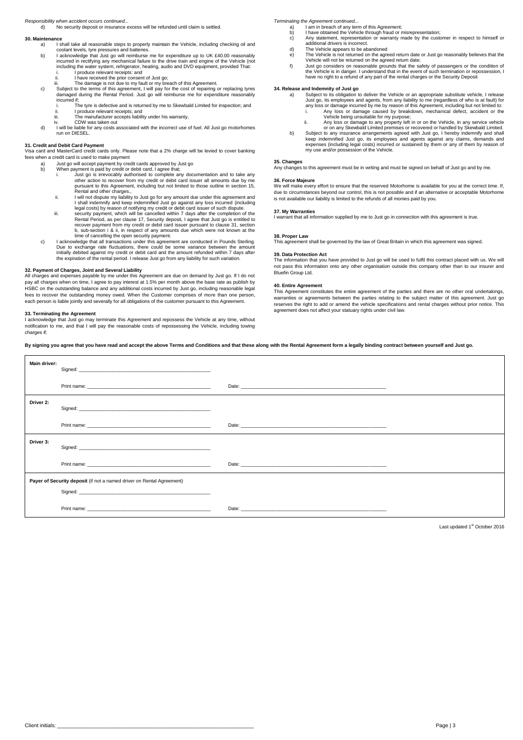*Responsibility when accident occurs continued...*

d) No security deposit or insurance excess will be refunded until claim is settled.

**30. Maintenance**

a) I shall take all reasonable steps to properly maintain the Vehicle, including checking oil and coolant levels, tyre pressures and batteries.

b) I acknowledge that Just go will reimburse me for expenditure up to UK £40.00 reasonably incurred in rectifying any mechanical failure to the drive train and engine of the Vehicle (not including the water system, refrigerator, heating, audio and DVD equipment, provided That:
   - i. I produce relevant receipts: and
   - ii. I have received the prior consent of Just go;
   - iii. The damage is not due to my fault or my breach of this Agreement.

c) Subject to the terms of this agreement, I will pay for the cost of repairing or replacing tyres damaged during the Rental Period. Just go will reimburse me for expenditure reasonably incurred if;
   - i. The tyre is defective and is returned by me to Skewbald Limited for inspection; and
   - ii. I produce relevant receipts; and
   - iii. The manufacturer accepts liability under his warranty,
   - iv. CDW was taken out

d) I will be liable for any costs associated with the incorrect use of fuel. All Just go motorhomes run on DIESEL.

**31. Credit and Debit Card Payment**

Visa card and MasterCard credit cards only. Please note that a 2% charge will be levied to cover banking fees when a credit card is used to make payment

a) Just go will accept payment by credit cards approved by Just go

b) When payment is paid by credit or debit card, I agree that;
   - i. Just go is irrevocably authorised to complete any documentation and to take any other action to recover from my credit or debit card issuer all amounts due by me pursuant to this Agreement, including but not limited to those outline in section 15, Rental and other charges.,
   - ii. I will not dispute my liability to Just go for any amount due under this agreement and I shall indemnify and keep indemnified Just go against any loss incurred (including legal costs) by reason of notifying my credit or debit card issuer of such dispute.
   - iii. security payment, which will be cancelled within 7 days after the completion of the Rental Period, as per clause 17, Security deposit, I agree that Just go is entitled to recover payment from my credit or debit card issuer pursuant to clause 31, section b, sub-section i & ii, in respect of any amounts due which were not known at the time of cancelling the open security payment.

c) I acknowledge that all transactions under this agreement are conducted in Pounds Sterling. Due to exchange rate fluctuations, there could be some variance between the amount initially debited against my credit or debit card and the amount refunded within 7 days after the expiration of the rental period. I release Just go from any liability for such variation.

**32. Payment of Charges, Joint and Several Liability**

All charges and expenses payable by me under this Agreement are due on demand by Just go. If I do not pay all charges when on time, I agree to pay interest at 1.5% per month above the base rate as publish by HSBC on the outstanding balance and any additional costs incurred by Just go, including reasonable legal fees to recover the outstanding money owed. When the Customer comprises of more than one person, each person is liable jointly and severally for all obligations of the customer pursuant to this Agreement.

**33. Terminating the Agreement**

I acknowledge that Just go may terminate this Agreement and repossess the Vehicle at any time, without notification to me, and that I will pay the reasonable costs of repossessing the Vehicle, including towing charges if;

*Terminating the Agreement continued...*

a) I am in breach of any term of this Agreement;

b) I have obtained the Vehicle through fraud or misrepresentation;

c) Any statement, representation or warranty made by the customer in respect to himself or additional drivers is incorrect.

d) The Vehicle appears to be abandoned

e) The Vehicle is not returned on the agreed return date or Just go reasonably believes that the Vehicle will not be returned on the agreed return date;

f) Just go considers on reasonable grounds that the safety of passengers or the condition of the Vehicle is in danger. I understand that in the event of such termination or repossession, I have no right to a refund of any part of the rental charges or the Security Deposit

**34. Release and Indemnity of Just go**

a) Subject to its obligation to deliver the Vehicle or an appropriate substitute vehicle, I release Just go, its employees and agents, from any liability to me (regardless of who is at fault) for any loss or damage incurred by me by reason of this Agreement, including but not limited to:
   - i. Any loss or damage caused by breakdown, mechanical defect, accident or the Vehicle being unsuitable for my purpose;
   - ii. Any loss or damage to any property left in or on the Vehicle, in any service vehicle or on any Skewbald Limited premises or recovered or handled by Skewbald Limited.

b) Subject to any insurance arrangements agreed with Just go, I hereby indemnify and shall keep indemnified Just go, its employees and agents against any claims, demands and expenses (including legal costs) incurred or sustained by them or any of them by reason of my use and/or possession of the Vehicle.

**35. Changes**

Any changes to this agreement must be in writing and must be signed on behalf of Just go and by me.

**36. Force Majeure**

We will make every effort to ensure that the reserved Motorhome is available for you at the correct time. If, due to circumstances beyond our control, this is not possible and if an alternative or acceptable Motorhome is not available our liability is limited to the refunds of all monies paid by you.

**37. My Warranties**

I warrant that all information supplied by me to Just go in connection with this agreement is true.

**38. Proper Law**

This agreement shall be governed by the law of Great Britain in which this agreement was signed.

**39. Data Protection Act**

The information that you have provided to Just go will be used to fulfil this contract placed with us. We will not pass this information onto any other organisation outside this company other than to our insurer and Bluefin Group Ltd.

**40. Entire Agreement**

This Agreement constitutes the entire agreement of the parties and there are no other oral undertakings, warranties or agreements between the parties relating to the subject matter of this agreement. Just go reserves the right to add or amend the vehicle specifications and rental charges without prior notice. This agreement does not affect your statuary rights under civil law.

**By signing you agree that you have read and accept the above Terms and Conditions and that these along with the Rental Agreement form a legally binding contract between yourself and Just go.**

| | | |
|---|---|---|
| **Main driver:** | Signed: ______________________ | |
| | Print name: ______________________ | Date: ______________________ |
| **Driver 2:** | Signed: ______________________ | |
| | Print name: ______________________ | Date: ______________________ |
| **Driver 3:** | Signed: ______________________ | |
| | Print name: ______________________ | Date: ______________________ |
| **Payer of Security deposit** (if not a named driver on Rental Agreement) | | |
| | Signed: ______________________ | |
| | Print name: ______________________ | Date: ______________________ |

Last updated 1st October 2016

Client initials: ______________________